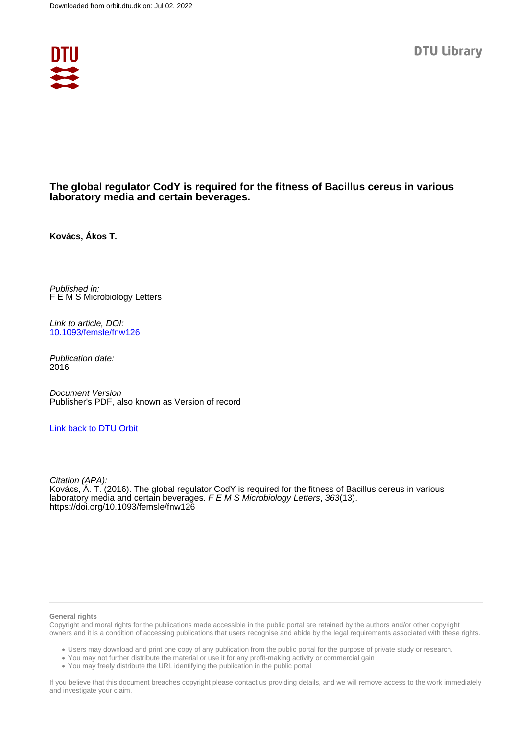Downloaded from orbit.dtu.dk on: Jul 02, 2022

DTU Library

**The global regulator CodY is required for the fitness of Bacillus cereus in various laboratory media and certain beverages.**

**Kovács, Ákos T.**

*Published in:*
F E M S Microbiology Letters

*Link to article, DOI:*
10.1093/femsle/fnw126

*Publication date:*
2016

*Document Version*
Publisher's PDF, also known as Version of record

Link back to DTU Orbit

*Citation (APA):*
Kovács, Á. T. (2016). The global regulator CodY is required for the fitness of Bacillus cereus in various laboratory media and certain beverages. *F E M S Microbiology Letters*, *363*(13). https://doi.org/10.1093/femsle/fnw126

**General rights**
Copyright and moral rights for the publications made accessible in the public portal are retained by the authors and/or other copyright owners and it is a condition of accessing publications that users recognise and abide by the legal requirements associated with these rights.

- Users may download and print one copy of any publication from the public portal for the purpose of private study or research.
- You may not further distribute the material or use it for any profit-making activity or commercial gain
- You may freely distribute the URL identifying the publication in the public portal

If you believe that this document breaches copyright please contact us providing details, and we will remove access to the work immediately and investigate your claim.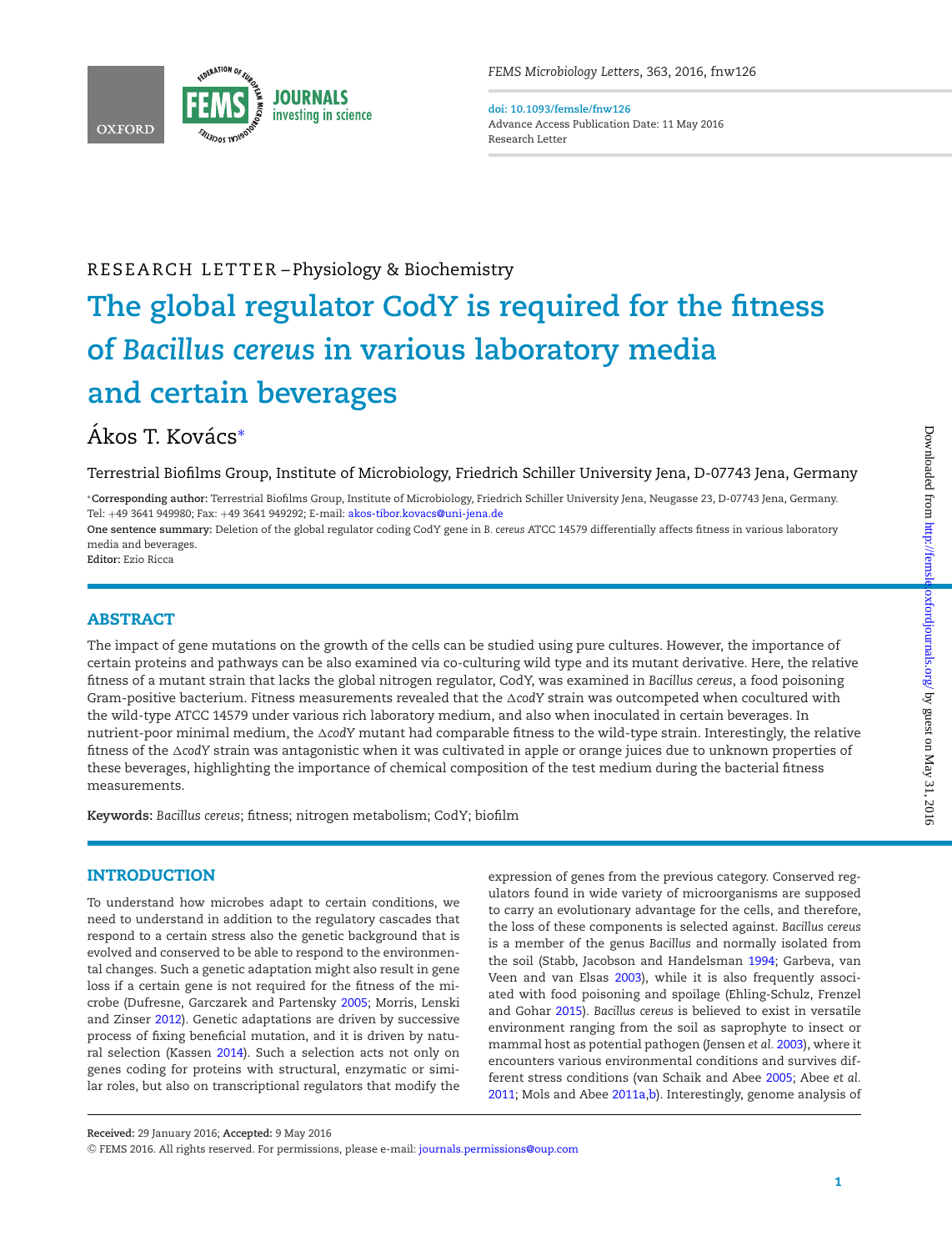RESEARCH LETTER – Physiology & Biochemistry

# The global regulator CodY is required for the fitness of *Bacillus cereus* in various laboratory media and certain beverages

Ákos T. Kovács*

Terrestrial Biofilms Group, Institute of Microbiology, Friedrich Schiller University Jena, D-07743 Jena, Germany

*Corresponding author: Terrestrial Biofilms Group, Institute of Microbiology, Friedrich Schiller University Jena, Neugasse 23, D-07743 Jena, Germany. Tel: +49 3641 949980; Fax: +49 3641 949292; E-mail: akos-tibor.kovacs@uni-jena.de

**One sentence summary:** Deletion of the global regulator coding CodY gene in *B. cereus* ATCC 14579 differentially affects fitness in various laboratory media and beverages.

**Editor:** Ezio Ricca

## ABSTRACT

The impact of gene mutations on the growth of the cells can be studied using pure cultures. However, the importance of certain proteins and pathways can be also examined via co-culturing wild type and its mutant derivative. Here, the relative fitness of a mutant strain that lacks the global nitrogen regulator, CodY, was examined in *Bacillus cereus*, a food poisoning Gram-positive bacterium. Fitness measurements revealed that the Δ*codY* strain was outcompeted when cocultured with the wild-type ATCC 14579 under various rich laboratory medium, and also when inoculated in certain beverages. In nutrient-poor minimal medium, the Δ*codY* mutant had comparable fitness to the wild-type strain. Interestingly, the relative fitness of the Δ*codY* strain was antagonistic when it was cultivated in apple or orange juices due to unknown properties of these beverages, highlighting the importance of chemical composition of the test medium during the bacterial fitness measurements.

**Keywords:** *Bacillus cereus*; fitness; nitrogen metabolism; CodY; biofilm

## INTRODUCTION

To understand how microbes adapt to certain conditions, we need to understand in addition to the regulatory cascades that respond to a certain stress also the genetic background that is evolved and conserved to be able to respond to the environmental changes. Such a genetic adaptation might also result in gene loss if a certain gene is not required for the fitness of the microbe (Dufresne, Garczarek and Partensky 2005; Morris, Lenski and Zinser 2012). Genetic adaptations are driven by successive process of fixing beneficial mutation, and it is driven by natural selection (Kassen 2014). Such a selection acts not only on genes coding for proteins with structural, enzymatic or similar roles, but also on transcriptional regulators that modify the expression of genes from the previous category. Conserved regulators found in wide variety of microorganisms are supposed to carry an evolutionary advantage for the cells, and therefore, the loss of these components is selected against. *Bacillus cereus* is a member of the genus *Bacillus* and normally isolated from the soil (Stabb, Jacobson and Handelsman 1994; Garbeva, van Veen and van Elsas 2003), while it is also frequently associated with food poisoning and spoilage (Ehling-Schulz, Frenzel and Gohar 2015). *Bacillus cereus* is believed to exist in versatile environment ranging from the soil as saprophyte to insect or mammal host as potential pathogen (Jensen *et al.* 2003), where it encounters various environmental conditions and survives different stress conditions (van Schaik and Abee 2005; Abee *et al.* 2011; Mols and Abee 2011a,b). Interestingly, genome analysis of

**Received:** 29 January 2016; **Accepted:** 9 May 2016

© FEMS 2016. All rights reserved. For permissions, please e-mail: journals.permissions@oup.com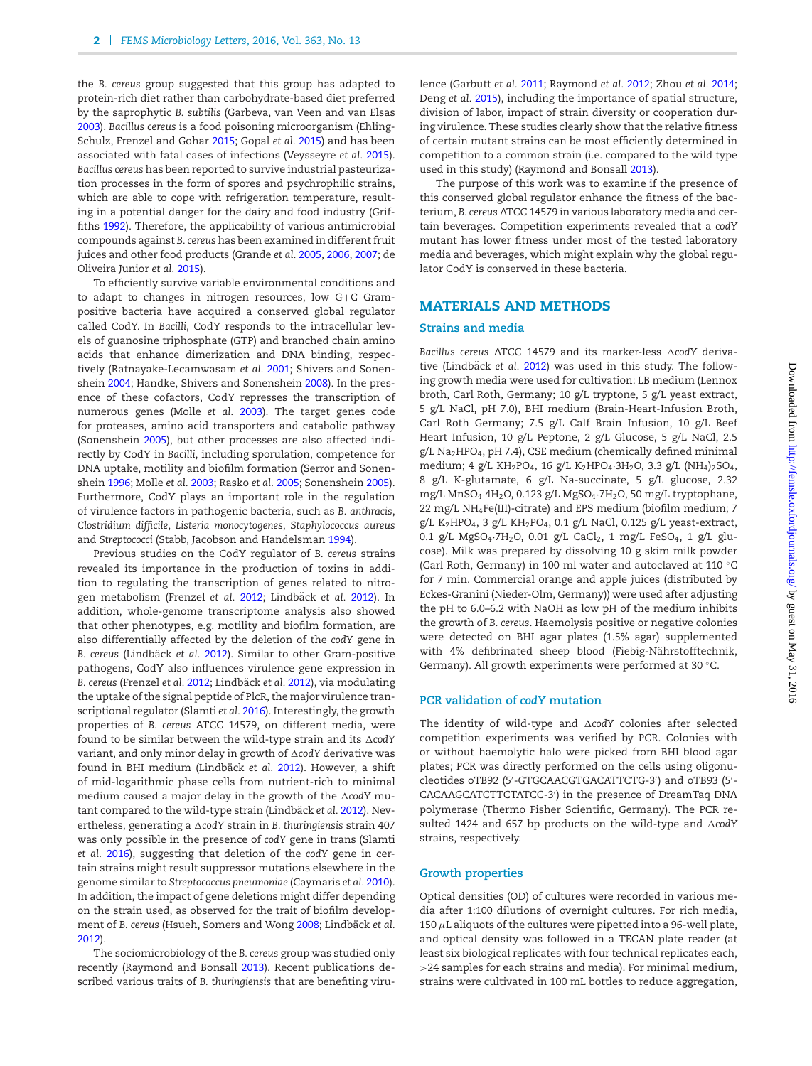the *B. cereus* group suggested that this group has adapted to protein-rich diet rather than carbohydrate-based diet preferred by the saprophytic *B. subtilis* (Garbeva, van Veen and van Elsas 2003). *Bacillus cereus* is a food poisoning microorganism (Ehling-Schulz, Frenzel and Gohar 2015; Gopal *et al.* 2015) and has been associated with fatal cases of infections (Veysseyre *et al.* 2015). *Bacillus cereus* has been reported to survive industrial pasteurization processes in the form of spores and psychrophilic strains, which are able to cope with refrigeration temperature, resulting in a potential danger for the dairy and food industry (Griffiths 1992). Therefore, the applicability of various antimicrobial compounds against *B. cereus* has been examined in different fruit juices and other food products (Grande *et al.* 2005, 2006, 2007; de Oliveira Junior *et al.* 2015).

To efficiently survive variable environmental conditions and to adapt to changes in nitrogen resources, low G+C Gram-positive bacteria have acquired a conserved global regulator called CodY. In *Bacilli*, CodY responds to the intracellular levels of guanosine triphosphate (GTP) and branched chain amino acids that enhance dimerization and DNA binding, respectively (Ratnayake-Lecamwasam *et al.* 2001; Shivers and Sonenshein 2004; Handke, Shivers and Sonenshein 2008). In the presence of these cofactors, CodY represses the transcription of numerous genes (Molle *et al.* 2003). The target genes code for proteases, amino acid transporters and catabolic pathway (Sonenshein 2005). But other processes are also affected indirectly by CodY in *Bacilli*, including sporulation, competence for DNA uptake, motility and biofilm formation (Serror and Sonenshein 1996; Molle *et al.* 2003; Rasko *et al.* 2005; Sonenshein 2005). Furthermore, CodY plays an important role in the regulation of virulence factors in pathogenic bacteria, such as *B. anthracis*, *Clostridium difficile*, *Listeria monocytogenes*, *Staphylococcus aureus* and *Streptococci* (Stabb, Jacobson and Handelsman 1994).

Previous studies on the CodY regulator of *B. cereus* strains revealed its importance in the production of toxins in addition to regulating the transcription of genes related to nitrogen metabolism (Frenzel *et al.* 2012; Lindbäck *et al.* 2012). In addition, whole-genome transcriptome analysis also showed that other phenotypes, e.g. motility and biofilm formation, are also differentially affected by the deletion of the *codY* gene in *B. cereus* (Lindbäck *et al.* 2012). Similar to other Gram-positive pathogens, CodY also influences virulence gene expression in *B. cereus* (Frenzel *et al.* 2012; Lindbäck *et al.* 2012), via modulating the uptake of the signal peptide of PlcR, the major virulence transcriptional regulator (Slamti *et al.* 2016). Interestingly, the growth properties of *B. cereus* ATCC 14579, on different media, were found to be similar between the wild-type strain and its Δ*codY* variant, and only minor delay in growth of Δ*codY* derivative was found in BHI medium (Lindbäck *et al.* 2012). However, a shift of mid-logarithmic phase cells from nutrient-rich to minimal medium caused a major delay in the growth of the Δ*codY* mutant compared to the wild-type strain (Lindbäck *et al.* 2012). Nevertheless, generating a Δ*codY* strain in *B. thuringiensis* strain 407 was only possible in the presence of *codY* gene in trans (Slamti *et al.* 2016), suggesting that deletion of the *codY* gene in certain strains might result suppressor mutations elsewhere in the genome similar to *Streptococcus pneumoniae* (Caymaris *et al.* 2010). In addition, the impact of gene deletions might differ depending on the strain used, as observed for the trait of biofilm development of *B. cereus* (Hsueh, Somers and Wong 2008; Lindbäck *et al.* 2012).

The sociomicrobiology of the *B. cereus* group was studied only recently (Raymond and Bonsall 2013). Recent publications described various traits of *B. thuringiensis* that are benefiting virulence (Garbutt *et al.* 2011; Raymond *et al.* 2012; Zhou *et al.* 2014; Deng *et al.* 2015), including the importance of spatial structure, division of labor, impact of strain diversity or cooperation during virulence. These studies clearly show that the relative fitness of certain mutant strains can be most efficiently determined in competition to a common strain (i.e. compared to the wild type used in this study) (Raymond and Bonsall 2013).

The purpose of this work was to examine if the presence of this conserved global regulator enhance the fitness of the bacterium, *B. cereus* ATCC 14579 in various laboratory media and certain beverages. Competition experiments revealed that a *codY* mutant has lower fitness under most of the tested laboratory media and beverages, which might explain why the global regulator CodY is conserved in these bacteria.

## MATERIALS AND METHODS

### Strains and media

*Bacillus cereus* ATCC 14579 and its marker-less Δ*codY* derivative (Lindbäck *et al.* 2012) was used in this study. The following growth media were used for cultivation: LB medium (Lennox broth, Carl Roth, Germany; 10 g/L tryptone, 5 g/L yeast extract, 5 g/L NaCl, pH 7.0), BHI medium (Brain-Heart-Infusion Broth, Carl Roth Germany; 7.5 g/L Calf Brain Infusion, 10 g/L Beef Heart Infusion, 10 g/L Peptone, 2 g/L Glucose, 5 g/L NaCl, 2.5 g/L $Na_2HPO_4$, pH 7.4), CSE medium (chemically defined minimal medium; 4 g/L $KH_2PO_4$, 16 g/L $K_2HPO_4 \cdot 3H_2O$, 3.3 g/L $(NH_4)_2SO_4$, 8 g/L K-glutamate, 6 g/L Na-succinate, 5 g/L glucose, 2.32 mg/L $MnSO_4 \cdot 4H_2O$, 0.123 g/L $MgSO_4 \cdot 7H_2O$, 50 mg/L tryptophane, 22 mg/L $NH_4$Fe(III)-citrate) and EPS medium (biofilm medium; 7 g/L $K_2HPO_4$, 3 g/L $KH_2PO_4$, 0.1 g/L NaCl, 0.125 g/L yeast-extract, 0.1 g/L $MgSO_4 \cdot 7H_2O$, 0.01 g/L $CaCl_2$, 1 mg/L $FeSO_4$, 1 g/L glucose). Milk was prepared by dissolving 10 g skim milk powder (Carl Roth, Germany) in 100 ml water and autoclaved at 110 °C for 7 min. Commercial orange and apple juices (distributed by Eckes-Granini (Nieder-Olm, Germany)) were used after adjusting the pH to 6.0–6.2 with NaOH as low pH of the medium inhibits the growth of *B. cereus*. Haemolysis positive or negative colonies were detected on BHI agar plates (1.5% agar) supplemented with 4% defibrinated sheep blood (Fiebig-Nährstofftechnik, Germany). All growth experiments were performed at 30 °C.

### PCR validation of *codY* mutation

The identity of wild-type and Δ*codY* colonies after selected competition experiments was verified by PCR. Colonies with or without haemolytic halo were picked from BHI blood agar plates; PCR was directly performed on the cells using oligonucleotides oTB92 (5′-GTGCAACGTGACATTCTG-3′) and oTB93 (5′-CACAAGCATCTTCTATCC-3′) in the presence of DreamTaq DNA polymerase (Thermo Fisher Scientific, Germany). The PCR resulted 1424 and 657 bp products on the wild-type and Δ*codY* strains, respectively.

### Growth properties

Optical densities (OD) of cultures were recorded in various media after 1:100 dilutions of overnight cultures. For rich media, 150 $\mu$L aliquots of the cultures were pipetted into a 96-well plate, and optical density was followed in a TECAN plate reader (at least six biological replicates with four technical replicates each, >24 samples for each strains and media). For minimal medium, strains were cultivated in 100 mL bottles to reduce aggregation,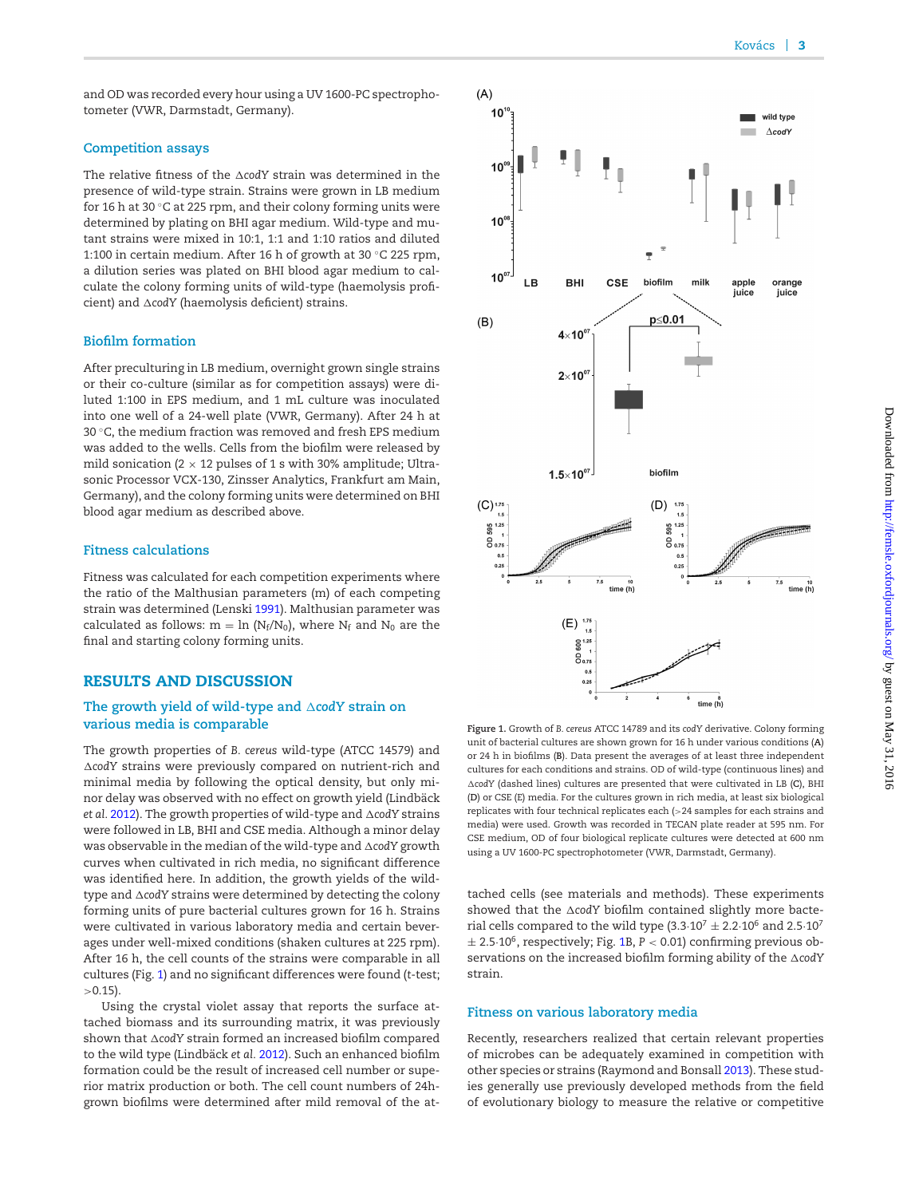and OD was recorded every hour using a UV 1600-PC spectrophotometer (VWR, Darmstadt, Germany).

### Competition assays

The relative fitness of the Δ*codY* strain was determined in the presence of wild-type strain. Strains were grown in LB medium for 16 h at 30 °C at 225 rpm, and their colony forming units were determined by plating on BHI agar medium. Wild-type and mutant strains were mixed in 10:1, 1:1 and 1:10 ratios and diluted 1:100 in certain medium. After 16 h of growth at 30 °C 225 rpm, a dilution series was plated on BHI blood agar medium to calculate the colony forming units of wild-type (haemolysis proficient) and Δ*codY* (haemolysis deficient) strains.

### Biofilm formation

After preculturing in LB medium, overnight grown single strains or their co-culture (similar as for competition assays) were diluted 1:100 in EPS medium, and 1 mL culture was inoculated into one well of a 24-well plate (VWR, Germany). After 24 h at 30 °C, the medium fraction was removed and fresh EPS medium was added to the wells. Cells from the biofilm were released by mild sonication (2 × 12 pulses of 1 s with 30% amplitude; Ultrasonic Processor VCX-130, Zinsser Analytics, Frankfurt am Main, Germany), and the colony forming units were determined on BHI blood agar medium as described above.

### Fitness calculations

Fitness was calculated for each competition experiments where the ratio of the Malthusian parameters (m) of each competing strain was determined (Lenski 1991). Malthusian parameter was calculated as follows: $m = \ln (N_f/N_0)$, where $N_f$ and $N_0$ are the final and starting colony forming units.

## RESULTS AND DISCUSSION

### The growth yield of wild-type and Δ*codY* strain on various media is comparable

The growth properties of *B. cereus* wild-type (ATCC 14579) and Δ*codY* strains were previously compared on nutrient-rich and minimal media by following the optical density, but only minor delay was observed with no effect on growth yield (Lindbäck *et al.* 2012). The growth properties of wild-type and Δ*codY* strains were followed in LB, BHI and CSE media. Although a minor delay was observable in the median of the wild-type and Δ*codY* growth curves when cultivated in rich media, no significant difference was identified here. In addition, the growth yields of the wild-type and Δ*codY* strains were determined by detecting the colony forming units of pure bacterial cultures grown for 16 h. Strains were cultivated in various laboratory media and certain beverages under well-mixed conditions (shaken cultures at 225 rpm). After 16 h, the cell counts of the strains were comparable in all cultures (Fig. 1) and no significant differences were found (t-test; >0.15).

Using the crystal violet assay that reports the surface attached biomass and its surrounding matrix, it was previously shown that Δ*codY* strain formed an increased biofilm compared to the wild type (Lindbäck *et al.* 2012). Such an enhanced biofilm formation could be the result of increased cell number or superior matrix production or both. The cell count numbers of 24h-grown biofilms were determined after mild removal of the attached cells (see materials and methods). These experiments showed that the Δ*codY* biofilm contained slightly more bacterial cells compared to the wild type ($3.3{\cdot}10^7 \pm 2.2{\cdot}10^6$ and $2.5{\cdot}10^7 \pm 2.5{\cdot}10^6$, respectively; Fig. 1B, $P < 0.01$) confirming previous observations on the increased biofilm forming ability of the Δ*codY* strain.

Figure 1. Growth of *B. cereus* ATCC 14789 and its *codY* derivative. Colony forming unit of bacterial cultures are shown grown for 16 h under various conditions (**A**) or 24 h in biofilms (**B**). Data present the averages of at least three independent cultures for each conditions and strains. OD of wild-type (continuous lines) and Δ*codY* (dashed lines) cultures are presented that were cultivated in LB (**C**), BHI (**D**) or CSE (**E**) media. For the cultures grown in rich media, at least six biological replicates with four technical replicates each (>24 samples for each strains and media) were used. Growth was recorded in TECAN plate reader at 595 nm. For CSE medium, OD of four biological replicate cultures were detected at 600 nm using a UV 1600-PC spectrophotometer (VWR, Darmstadt, Germany).

### Fitness on various laboratory media

Recently, researchers realized that certain relevant properties of microbes can be adequately examined in competition with other species or strains (Raymond and Bonsall 2013). These studies generally use previously developed methods from the field of evolutionary biology to measure the relative or competitive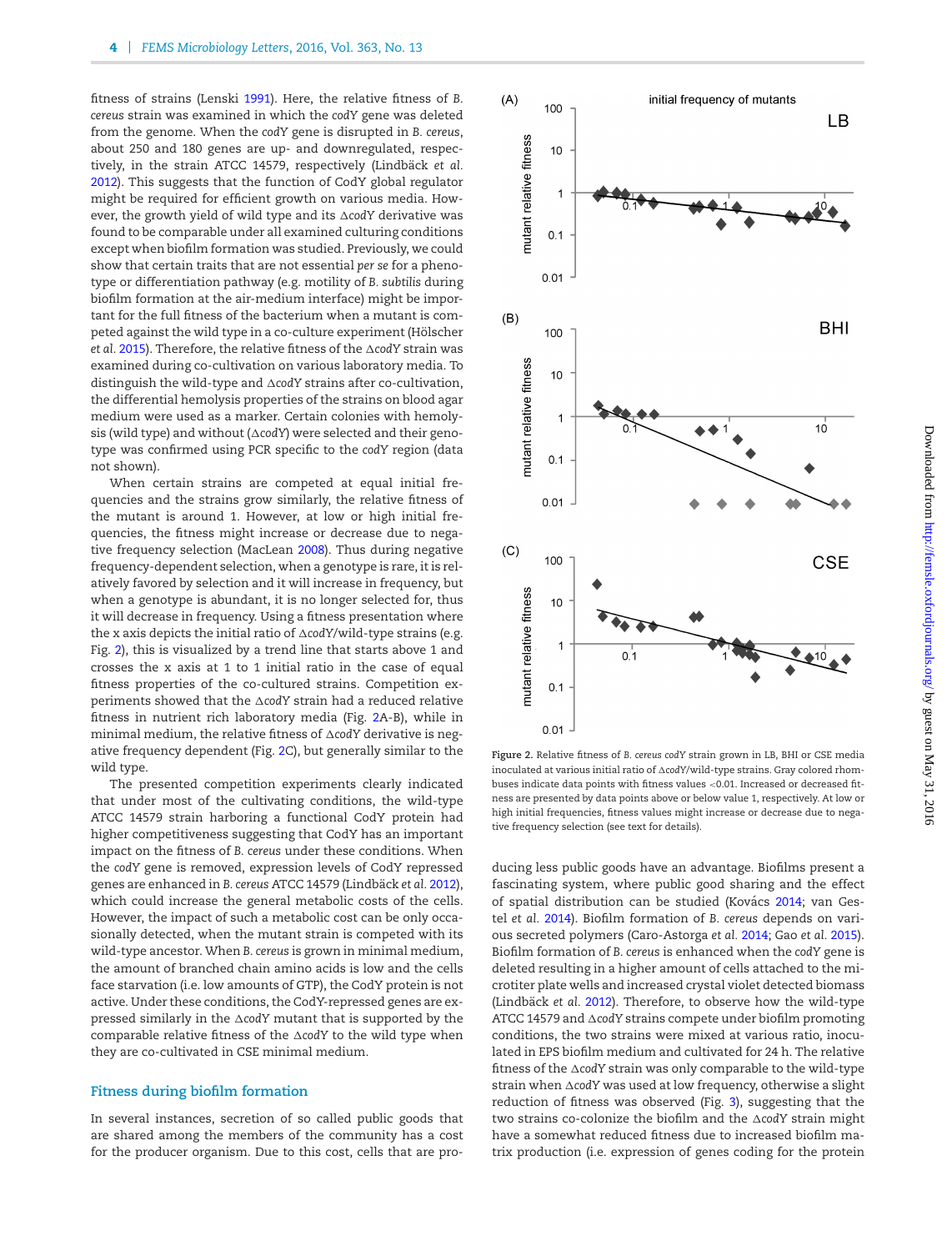fitness of strains (Lenski 1991). Here, the relative fitness of *B. cereus* strain was examined in which the *codY* gene was deleted from the genome. When the *codY* gene is disrupted in *B. cereus*, about 250 and 180 genes are up- and downregulated, respectively, in the strain ATCC 14579, respectively (Lindbäck *et al.* 2012). This suggests that the function of CodY global regulator might be required for efficient growth on various media. However, the growth yield of wild type and its Δ*codY* derivative was found to be comparable under all examined culturing conditions except when biofilm formation was studied. Previously, we could show that certain traits that are not essential *per se* for a phenotype or differentiation pathway (e.g. motility of *B. subtilis* during biofilm formation at the air-medium interface) might be important for the full fitness of the bacterium when a mutant is competed against the wild type in a co-culture experiment (Hölscher *et al.* 2015). Therefore, the relative fitness of the Δ*codY* strain was examined during co-cultivation on various laboratory media. To distinguish the wild-type and Δ*codY* strains after co-cultivation, the differential hemolysis properties of the strains on blood agar medium were used as a marker. Certain colonies with hemolysis (wild type) and without (Δ*codY*) were selected and their genotype was confirmed using PCR specific to the *codY* region (data not shown).

When certain strains are competed at equal initial frequencies and the strains grow similarly, the relative fitness of the mutant is around 1. However, at low or high initial frequencies, the fitness might increase or decrease due to negative frequency selection (MacLean 2008). Thus during negative frequency-dependent selection, when a genotype is rare, it is relatively favored by selection and it will increase in frequency, but when a genotype is abundant, it is no longer selected for, thus it will decrease in frequency. Using a fitness presentation where the x axis depicts the initial ratio of Δ*codY*/wild-type strains (e.g. Fig. 2), this is visualized by a trend line that starts above 1 and crosses the x axis at 1 to 1 initial ratio in the case of equal fitness properties of the co-cultured strains. Competition experiments showed that the Δ*codY* strain had a reduced relative fitness in nutrient rich laboratory media (Fig. 2A-B), while in minimal medium, the relative fitness of Δ*codY* derivative is negative frequency dependent (Fig. 2C), but generally similar to the wild type.

The presented competition experiments clearly indicated that under most of the cultivating conditions, the wild-type ATCC 14579 strain harboring a functional CodY protein had higher competitiveness suggesting that CodY has an important impact on the fitness of *B. cereus* under these conditions. When the *codY* gene is removed, expression levels of CodY repressed genes are enhanced in *B. cereus* ATCC 14579 (Lindbäck *et al.* 2012), which could increase the general metabolic costs of the cells. However, the impact of such a metabolic cost can be only occasionally detected, when the mutant strain is competed with its wild-type ancestor. When *B. cereus* is grown in minimal medium, the amount of branched chain amino acids is low and the cells face starvation (i.e. low amounts of GTP), the CodY protein is not active. Under these conditions, the CodY-repressed genes are expressed similarly in the Δ*codY* mutant that is supported by the comparable relative fitness of the Δ*codY* to the wild type when they are co-cultivated in CSE minimal medium.

**Figure 2.** Relative fitness of *B. cereus codY* strain grown in LB, BHI or CSE media inoculated at various initial ratio of Δ*codY*/wild-type strains. Gray colored rhombuses indicate data points with fitness values <0.01. Increased or decreased fitness are presented by data points above or below value 1, respectively. At low or high initial frequencies, fitness values might increase or decrease due to negative frequency selection (see text for details).

## Fitness during biofilm formation

In several instances, secretion of so called public goods that are shared among the members of the community has a cost for the producer organism. Due to this cost, cells that are producing less public goods have an advantage. Biofilms present a fascinating system, where public good sharing and the effect of spatial distribution can be studied (Kovács 2014; van Gestel *et al.* 2014). Biofilm formation of *B. cereus* depends on various secreted polymers (Caro-Astorga *et al.* 2014; Gao *et al.* 2015). Biofilm formation of *B. cereus* is enhanced when the *codY* gene is deleted resulting in a higher amount of cells attached to the microtiter plate wells and increased crystal violet detected biomass (Lindbäck *et al.* 2012). Therefore, to observe how the wild-type ATCC 14579 and Δ*codY* strains compete under biofilm promoting conditions, the two strains were mixed at various ratio, inoculated in EPS biofilm medium and cultivated for 24 h. The relative fitness of the Δ*codY* strain was only comparable to the wild-type strain when Δ*codY* was used at low frequency, otherwise a slight reduction of fitness was observed (Fig. 3), suggesting that the two strains co-colonize the biofilm and the Δ*codY* strain might have a somewhat reduced fitness due to increased biofilm matrix production (i.e. expression of genes coding for the protein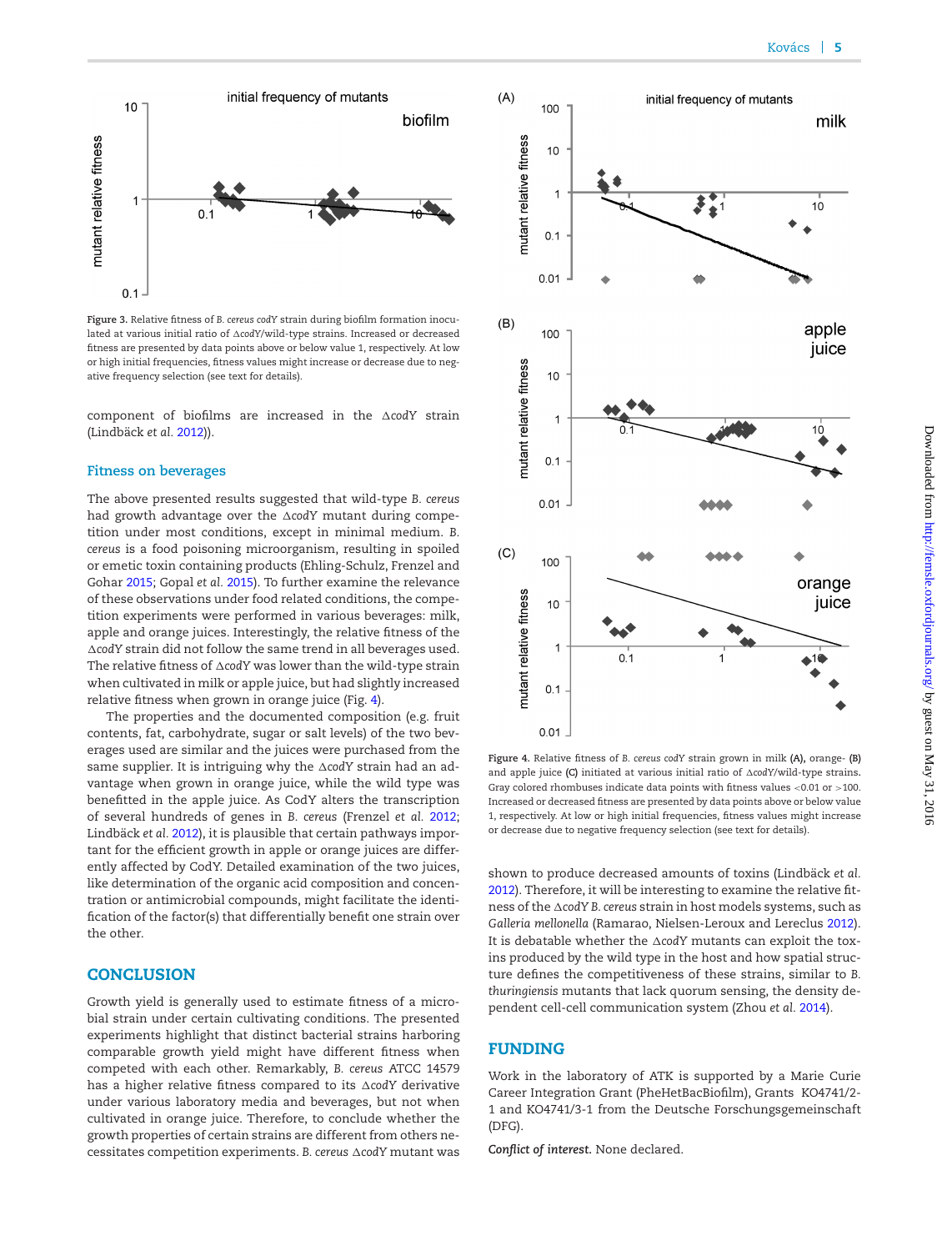Figure 3. Relative fitness of *B. cereus codY* strain during biofilm formation inoculated at various initial ratio of Δ*codY*/wild-type strains. Increased or decreased fitness are presented by data points above or below value 1, respectively. At low or high initial frequencies, fitness values might increase or decrease due to negative frequency selection (see text for details).

component of biofilms are increased in the Δ*codY* strain (Lindbäck *et al.* 2012)).

## Fitness on beverages

The above presented results suggested that wild-type *B. cereus* had growth advantage over the Δ*codY* mutant during competition under most conditions, except in minimal medium. *B. cereus* is a food poisoning microorganism, resulting in spoiled or emetic toxin containing products (Ehling-Schulz, Frenzel and Gohar 2015; Gopal *et al.* 2015). To further examine the relevance of these observations under food related conditions, the competition experiments were performed in various beverages: milk, apple and orange juices. Interestingly, the relative fitness of the Δ*codY* strain did not follow the same trend in all beverages used. The relative fitness of Δ*codY* was lower than the wild-type strain when cultivated in milk or apple juice, but had slightly increased relative fitness when grown in orange juice (Fig. 4).

The properties and the documented composition (e.g. fruit contents, fat, carbohydrate, sugar or salt levels) of the two beverages used are similar and the juices were purchased from the same supplier. It is intriguing why the Δ*codY* strain had an advantage when grown in orange juice, while the wild type was benefitted in the apple juice. As CodY alters the transcription of several hundreds of genes in *B. cereus* (Frenzel *et al.* 2012; Lindbäck *et al.* 2012), it is plausible that certain pathways important for the efficient growth in apple or orange juices are differently affected by CodY. Detailed examination of the two juices, like determination of the organic acid composition and concentration or antimicrobial compounds, might facilitate the identification of the factor(s) that differentially benefit one strain over the other.

Figure 4. Relative fitness of *B. cereus codY* strain grown in milk **(A)**, orange- **(B)** and apple juice **(C)** initiated at various initial ratio of Δ*codY*/wild-type strains. Gray colored rhombuses indicate data points with fitness values <0.01 or >100. Increased or decreased fitness are presented by data points above or below value 1, respectively. At low or high initial frequencies, fitness values might increase or decrease due to negative frequency selection (see text for details).

## CONCLUSION

Growth yield is generally used to estimate fitness of a microbial strain under certain cultivating conditions. The presented experiments highlight that distinct bacterial strains harboring comparable growth yield might have different fitness when competed with each other. Remarkably, *B. cereus* ATCC 14579 has a higher relative fitness compared to its Δ*codY* derivative under various laboratory media and beverages, but not when cultivated in orange juice. Therefore, to conclude whether the growth properties of certain strains are different from others necessitates competition experiments. *B. cereus* Δ*codY* mutant was shown to produce decreased amounts of toxins (Lindbäck *et al.* 2012). Therefore, it will be interesting to examine the relative fitness of the Δ*codY B. cereus* strain in host models systems, such as *Galleria mellonella* (Ramarao, Nielsen-Leroux and Lereclus 2012). It is debatable whether the Δ*codY* mutants can exploit the toxins produced by the wild type in the host and how spatial structure defines the competitiveness of these strains, similar to *B. thuringiensis* mutants that lack quorum sensing, the density dependent cell-cell communication system (Zhou *et al.* 2014).

## FUNDING

Work in the laboratory of ATK is supported by a Marie Curie Career Integration Grant (PheHetBacBiofilm), Grants KO4741/2-1 and KO4741/3-1 from the Deutsche Forschungsgemeinschaft (DFG).

***Conflict of interest.*** None declared.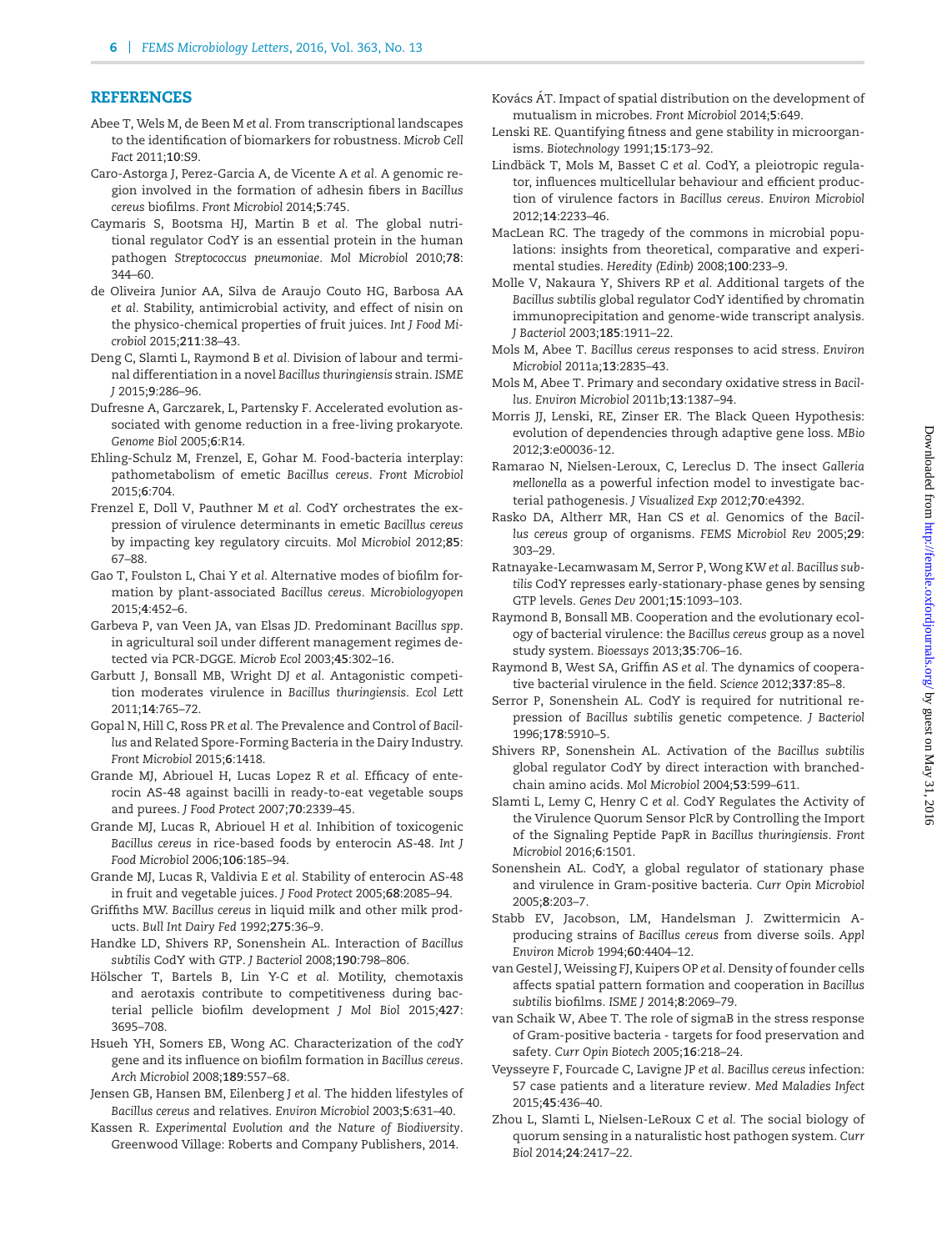## REFERENCES

Abee T, Wels M, de Been M *et al*. From transcriptional landscapes to the identification of biomarkers for robustness. *Microb Cell Fact* 2011;**10**:S9.

Caro-Astorga J, Perez-Garcia A, de Vicente A *et al*. A genomic region involved in the formation of adhesin fibers in *Bacillus cereus* biofilms. *Front Microbiol* 2014;**5**:745.

Caymaris S, Bootsma HJ, Martin B *et al*. The global nutritional regulator CodY is an essential protein in the human pathogen *Streptococcus pneumoniae*. *Mol Microbiol* 2010;**78**: 344–60.

de Oliveira Junior AA, Silva de Araujo Couto HG, Barbosa AA *et al*. Stability, antimicrobial activity, and effect of nisin on the physico-chemical properties of fruit juices. *Int J Food Microbiol* 2015;**211**:38–43.

Deng C, Slamti L, Raymond B *et al*. Division of labour and terminal differentiation in a novel *Bacillus thuringiensis* strain. *ISME J* 2015;**9**:286–96.

Dufresne A, Garczarek, L, Partensky F. Accelerated evolution associated with genome reduction in a free-living prokaryote. *Genome Biol* 2005;**6**:R14.

Ehling-Schulz M, Frenzel, E, Gohar M. Food-bacteria interplay: pathometabolism of emetic *Bacillus cereus*. *Front Microbiol* 2015;**6**:704.

Frenzel E, Doll V, Pauthner M *et al*. CodY orchestrates the expression of virulence determinants in emetic *Bacillus cereus* by impacting key regulatory circuits. *Mol Microbiol* 2012;**85**: 67–88.

Gao T, Foulston L, Chai Y *et al*. Alternative modes of biofilm formation by plant-associated *Bacillus cereus*. *Microbiologyopen* 2015;**4**:452–6.

Garbeva P, van Veen JA, van Elsas JD. Predominant *Bacillus spp*. in agricultural soil under different management regimes detected via PCR-DGGE. *Microb Ecol* 2003;**45**:302–16.

Garbutt J, Bonsall MB, Wright DJ *et al*. Antagonistic competition moderates virulence in *Bacillus thuringiensis*. *Ecol Lett* 2011;**14**:765–72.

Gopal N, Hill C, Ross PR *et al*. The Prevalence and Control of *Bacillus* and Related Spore-Forming Bacteria in the Dairy Industry. *Front Microbiol* 2015;**6**:1418.

Grande MJ, Abriouel H, Lucas Lopez R *et al*. Efficacy of enterocin AS-48 against bacilli in ready-to-eat vegetable soups and purees. *J Food Protect* 2007;**70**:2339–45.

Grande MJ, Lucas R, Abriouel H *et al*. Inhibition of toxicogenic *Bacillus cereus* in rice-based foods by enterocin AS-48. *Int J Food Microbiol* 2006;**106**:185–94.

Grande MJ, Lucas R, Valdivia E *et al*. Stability of enterocin AS-48 in fruit and vegetable juices. *J Food Protect* 2005;**68**:2085–94.

Griffiths MW. *Bacillus cereus* in liquid milk and other milk products. *Bull Int Dairy Fed* 1992;**275**:36–9.

Handke LD, Shivers RP, Sonenshein AL. Interaction of *Bacillus subtilis* CodY with GTP. *J Bacteriol* 2008;**190**:798–806.

Hölscher T, Bartels B, Lin Y-C *et al*. Motility, chemotaxis and aerotaxis contribute to competitiveness during bacterial pellicle biofilm development *J Mol Biol* 2015;**427**: 3695–708.

Hsueh YH, Somers EB, Wong AC. Characterization of the *codY* gene and its influence on biofilm formation in *Bacillus cereus*. *Arch Microbiol* 2008;**189**:557–68.

Jensen GB, Hansen BM, Eilenberg J *et al*. The hidden lifestyles of *Bacillus cereus* and relatives. *Environ Microbiol* 2003;**5**:631–40.

Kassen R. *Experimental Evolution and the Nature of Biodiversity*. Greenwood Village: Roberts and Company Publishers, 2014.

Kovács ÁT. Impact of spatial distribution on the development of mutualism in microbes. *Front Microbiol* 2014;**5**:649.

Lenski RE. Quantifying fitness and gene stability in microorganisms. *Biotechnology* 1991;**15**:173–92.

Lindbäck T, Mols M, Basset C *et al*. CodY, a pleiotropic regulator, influences multicellular behaviour and efficient production of virulence factors in *Bacillus cereus*. *Environ Microbiol* 2012;**14**:2233–46.

MacLean RC. The tragedy of the commons in microbial populations: insights from theoretical, comparative and experimental studies. *Heredity (Edinb)* 2008;**100**:233–9.

Molle V, Nakaura Y, Shivers RP *et al*. Additional targets of the *Bacillus subtilis* global regulator CodY identified by chromatin immunoprecipitation and genome-wide transcript analysis. *J Bacteriol* 2003;**185**:1911–22.

Mols M, Abee T. *Bacillus cereus* responses to acid stress. *Environ Microbiol* 2011a;**13**:2835–43.

Mols M, Abee T. Primary and secondary oxidative stress in *Bacillus*. *Environ Microbiol* 2011b;**13**:1387–94.

Morris JJ, Lenski, RE, Zinser ER. The Black Queen Hypothesis: evolution of dependencies through adaptive gene loss. *MBio* 2012;**3**:e00036-12.

Ramarao N, Nielsen-Leroux, C, Lereclus D. The insect *Galleria mellonella* as a powerful infection model to investigate bacterial pathogenesis. *J Visualized Exp* 2012;**70**:e4392.

Rasko DA, Altherr MR, Han CS *et al*. Genomics of the *Bacillus cereus* group of organisms. *FEMS Microbiol Rev* 2005;**29**: 303–29.

Ratnayake-Lecamwasam M, Serror P, Wong KW *et al*. *Bacillus subtilis* CodY represses early-stationary-phase genes by sensing GTP levels. *Genes Dev* 2001;**15**:1093–103.

Raymond B, Bonsall MB. Cooperation and the evolutionary ecology of bacterial virulence: the *Bacillus cereus* group as a novel study system. *Bioessays* 2013;**35**:706–16.

Raymond B, West SA, Griffin AS *et al*. The dynamics of cooperative bacterial virulence in the field. *Science* 2012;**337**:85–8.

Serror P, Sonenshein AL. CodY is required for nutritional repression of *Bacillus subtilis* genetic competence. *J Bacteriol* 1996;**178**:5910–5.

Shivers RP, Sonenshein AL. Activation of the *Bacillus subtilis* global regulator CodY by direct interaction with branched-chain amino acids. *Mol Microbiol* 2004;**53**:599–611.

Slamti L, Lemy C, Henry C *et al*. CodY Regulates the Activity of the Virulence Quorum Sensor PlcR by Controlling the Import of the Signaling Peptide PapR in *Bacillus thuringiensis*. *Front Microbiol* 2016;**6**:1501.

Sonenshein AL. CodY, a global regulator of stationary phase and virulence in Gram-positive bacteria. *Curr Opin Microbiol* 2005;**8**:203–7.

Stabb EV, Jacobson, LM, Handelsman J. Zwittermicin A-producing strains of *Bacillus cereus* from diverse soils. *Appl Environ Microb* 1994;**60**:4404–12.

van Gestel J, Weissing FJ, Kuipers OP *et al*. Density of founder cells affects spatial pattern formation and cooperation in *Bacillus subtilis* biofilms. *ISME J* 2014;**8**:2069–79.

van Schaik W, Abee T. The role of sigmaB in the stress response of Gram-positive bacteria - targets for food preservation and safety. *Curr Opin Biotech* 2005;**16**:218–24.

Veysseyre F, Fourcade C, Lavigne JP *et al*. *Bacillus cereus* infection: 57 case patients and a literature review. *Med Maladies Infect* 2015;**45**:436–40.

Zhou L, Slamti L, Nielsen-LeRoux C *et al*. The social biology of quorum sensing in a naturalistic host pathogen system. *Curr Biol* 2014;**24**:2417–22.